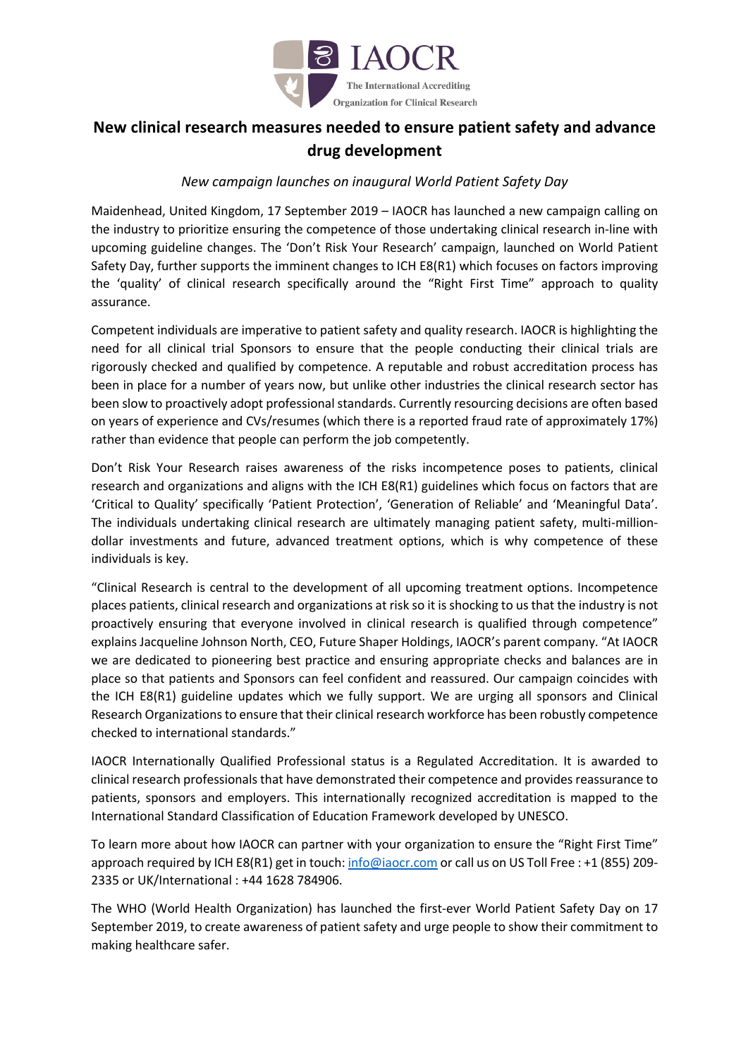IAOCR
The International Accrediting Organization for Clinical Research

# New clinical research measures needed to ensure patient safety and advance drug development

*New campaign launches on inaugural World Patient Safety Day*

Maidenhead, United Kingdom, 17 September 2019 – IAOCR has launched a new campaign calling on the industry to prioritize ensuring the competence of those undertaking clinical research in-line with upcoming guideline changes. The 'Don't Risk Your Research' campaign, launched on World Patient Safety Day, further supports the imminent changes to ICH E8(R1) which focuses on factors improving the 'quality' of clinical research specifically around the "Right First Time" approach to quality assurance.

Competent individuals are imperative to patient safety and quality research. IAOCR is highlighting the need for all clinical trial Sponsors to ensure that the people conducting their clinical trials are rigorously checked and qualified by competence. A reputable and robust accreditation process has been in place for a number of years now, but unlike other industries the clinical research sector has been slow to proactively adopt professional standards. Currently resourcing decisions are often based on years of experience and CVs/resumes (which there is a reported fraud rate of approximately 17%) rather than evidence that people can perform the job competently.

Don't Risk Your Research raises awareness of the risks incompetence poses to patients, clinical research and organizations and aligns with the ICH E8(R1) guidelines which focus on factors that are 'Critical to Quality' specifically 'Patient Protection', 'Generation of Reliable' and 'Meaningful Data'. The individuals undertaking clinical research are ultimately managing patient safety, multi-million-dollar investments and future, advanced treatment options, which is why competence of these individuals is key.

"Clinical Research is central to the development of all upcoming treatment options. Incompetence places patients, clinical research and organizations at risk so it is shocking to us that the industry is not proactively ensuring that everyone involved in clinical research is qualified through competence" explains Jacqueline Johnson North, CEO, Future Shaper Holdings, IAOCR's parent company. "At IAOCR we are dedicated to pioneering best practice and ensuring appropriate checks and balances are in place so that patients and Sponsors can feel confident and reassured. Our campaign coincides with the ICH E8(R1) guideline updates which we fully support. We are urging all sponsors and Clinical Research Organizations to ensure that their clinical research workforce has been robustly competence checked to international standards."

IAOCR Internationally Qualified Professional status is a Regulated Accreditation. It is awarded to clinical research professionals that have demonstrated their competence and provides reassurance to patients, sponsors and employers. This internationally recognized accreditation is mapped to the International Standard Classification of Education Framework developed by UNESCO.

To learn more about how IAOCR can partner with your organization to ensure the "Right First Time" approach required by ICH E8(R1) get in touch: info@iaocr.com or call us on US Toll Free : +1 (855) 209-2335 or UK/International : +44 1628 784906.

The WHO (World Health Organization) has launched the first-ever World Patient Safety Day on 17 September 2019, to create awareness of patient safety and urge people to show their commitment to making healthcare safer.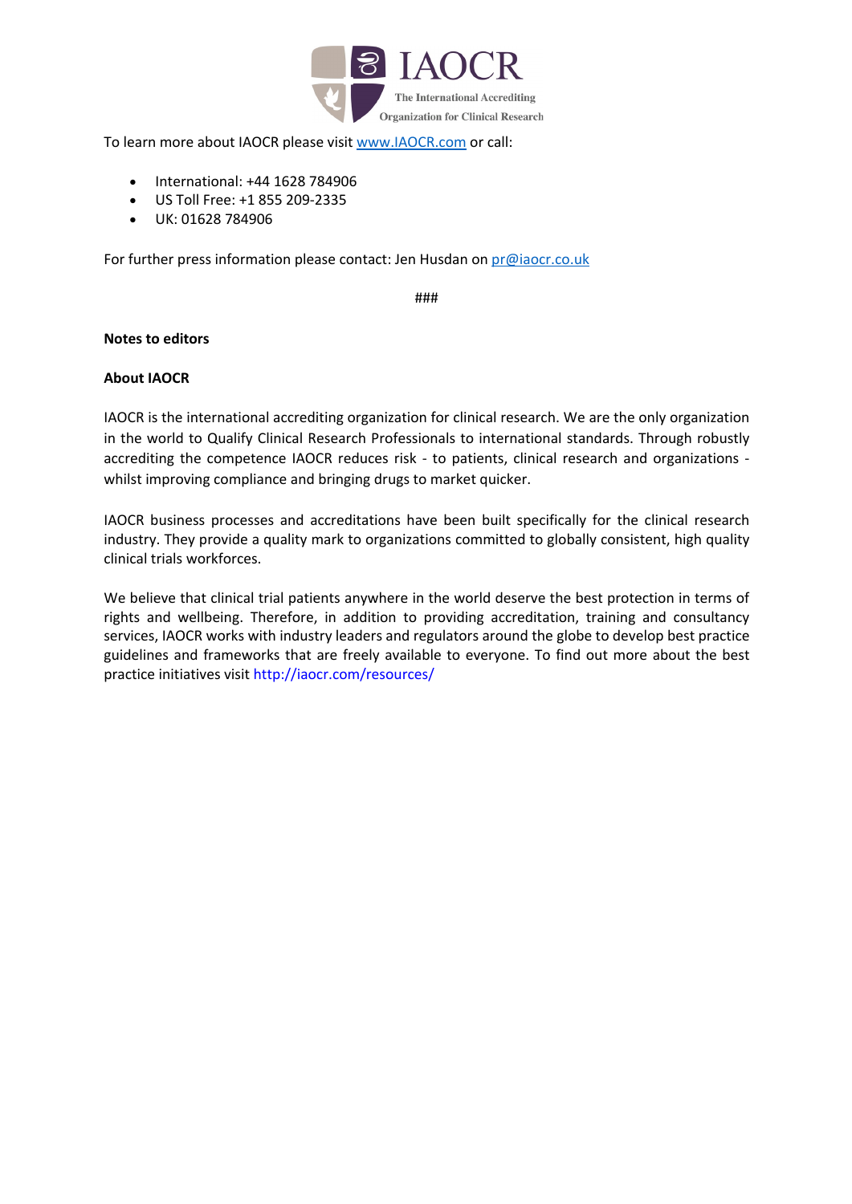IAOCR

The International Accrediting Organization for Clinical Research

To learn more about IAOCR please visit www.IAOCR.com or call:

- International: +44 1628 784906
- US Toll Free: +1 855 209-2335
- UK: 01628 784906

For further press information please contact: Jen Husdan on pr@iaocr.co.uk

###

**Notes to editors**

**About IAOCR**

IAOCR is the international accrediting organization for clinical research. We are the only organization in the world to Qualify Clinical Research Professionals to international standards. Through robustly accrediting the competence IAOCR reduces risk - to patients, clinical research and organizations - whilst improving compliance and bringing drugs to market quicker.

IAOCR business processes and accreditations have been built specifically for the clinical research industry. They provide a quality mark to organizations committed to globally consistent, high quality clinical trials workforces.

We believe that clinical trial patients anywhere in the world deserve the best protection in terms of rights and wellbeing. Therefore, in addition to providing accreditation, training and consultancy services, IAOCR works with industry leaders and regulators around the globe to develop best practice guidelines and frameworks that are freely available to everyone. To find out more about the best practice initiatives visit http://iaocr.com/resources/